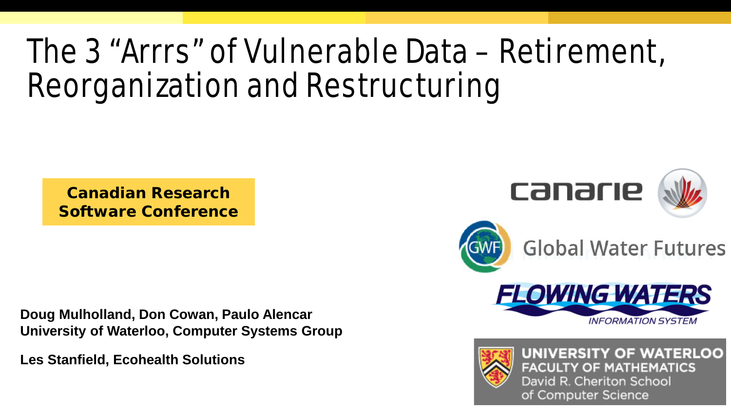# The 3 “Arrrs” of Vulnerable Data – Retirement, Reorganization and Restructuring

**Canadian Research Software Conference**

canarie

Global Water Futures

FLOWING WATERS INFORMATION SYSTEM

UNIVERSITY OF WATERLOO
FACULTY OF MATHEMATICS
David R. Cheriton School of Computer Science

**Doug Mulholland, Don Cowan, Paulo Alencar**
**University of Waterloo, Computer Systems Group**

**Les Stanfield, Ecohealth Solutions**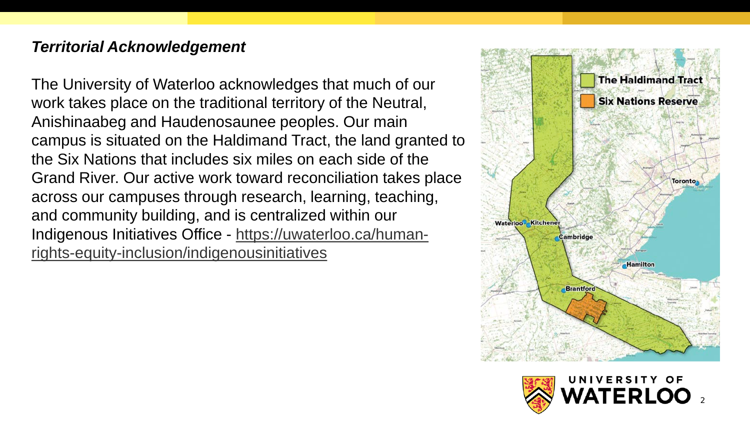***Territorial Acknowledgement***

The University of Waterloo acknowledges that much of our work takes place on the traditional territory of the Neutral, Anishinaabeg and Haudenosaunee peoples. Our main campus is situated on the Haldimand Tract, the land granted to the Six Nations that includes six miles on each side of the Grand River. Our active work toward reconciliation takes place across our campuses through research, learning, teaching, and community building, and is centralized within our Indigenous Initiatives Office - https://uwaterloo.ca/human-rights-equity-inclusion/indigenousinitiatives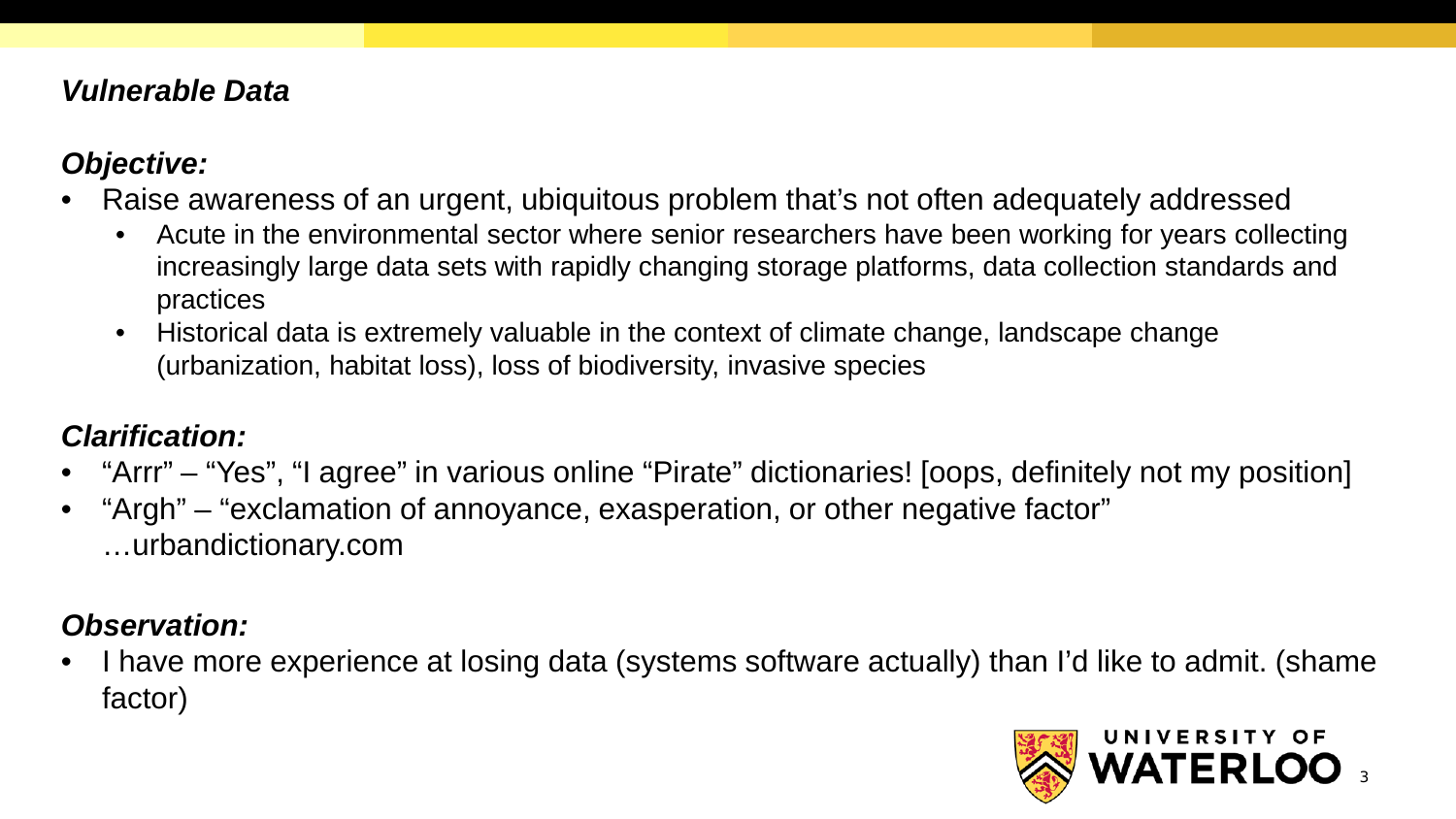## *Vulnerable Data*

### *Objective:*

- Raise awareness of an urgent, ubiquitous problem that's not often adequately addressed
  - Acute in the environmental sector where senior researchers have been working for years collecting increasingly large data sets with rapidly changing storage platforms, data collection standards and practices
  - Historical data is extremely valuable in the context of climate change, landscape change (urbanization, habitat loss), loss of biodiversity, invasive species

### *Clarification:*

- "Arrr" – "Yes", "I agree" in various online "Pirate" dictionaries! [oops, definitely not my position]
- "Argh" – "exclamation of annoyance, exasperation, or other negative factor" …urbandictionary.com

### *Observation:*

- I have more experience at losing data (systems software actually) than I'd like to admit. (shame factor)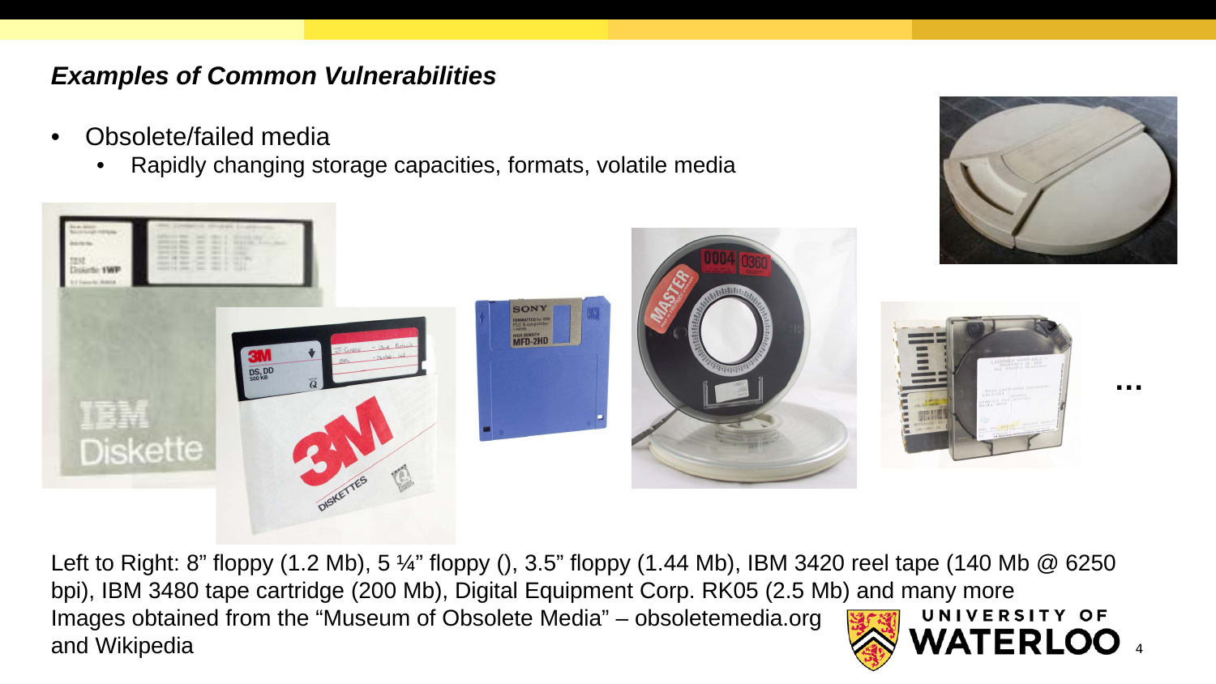## *Examples of Common Vulnerabilities*

- Obsolete/failed media
  - Rapidly changing storage capacities, formats, volatile media

…

Left to Right: 8" floppy (1.2 Mb), 5 ¼" floppy (), 3.5" floppy (1.44 Mb), IBM 3420 reel tape (140 Mb @ 6250 bpi), IBM 3480 tape cartridge (200 Mb), Digital Equipment Corp. RK05 (2.5 Mb) and many more

Images obtained from the "Museum of Obsolete Media" – obsoletemedia.org and Wikipedia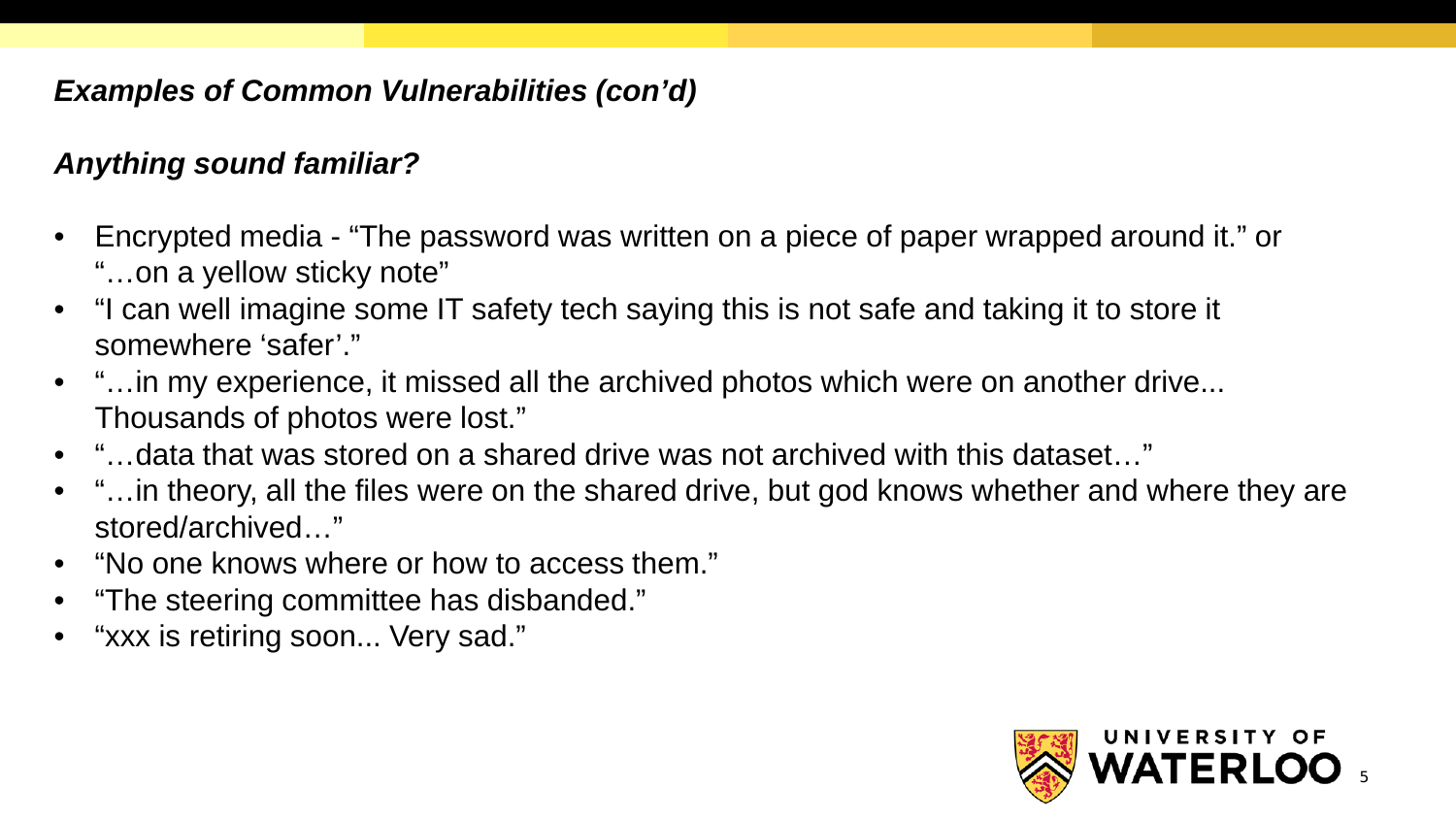## *Examples of Common Vulnerabilities (con'd)*

### *Anything sound familiar?*

- Encrypted media - "The password was written on a piece of paper wrapped around it." or "…on a yellow sticky note"
- "I can well imagine some IT safety tech saying this is not safe and taking it to store it somewhere 'safer'."
- "…in my experience, it missed all the archived photos which were on another drive... Thousands of photos were lost."
- "…data that was stored on a shared drive was not archived with this dataset…"
- "…in theory, all the files were on the shared drive, but god knows whether and where they are stored/archived…"
- "No one knows where or how to access them."
- "The steering committee has disbanded."
- "xxx is retiring soon... Very sad."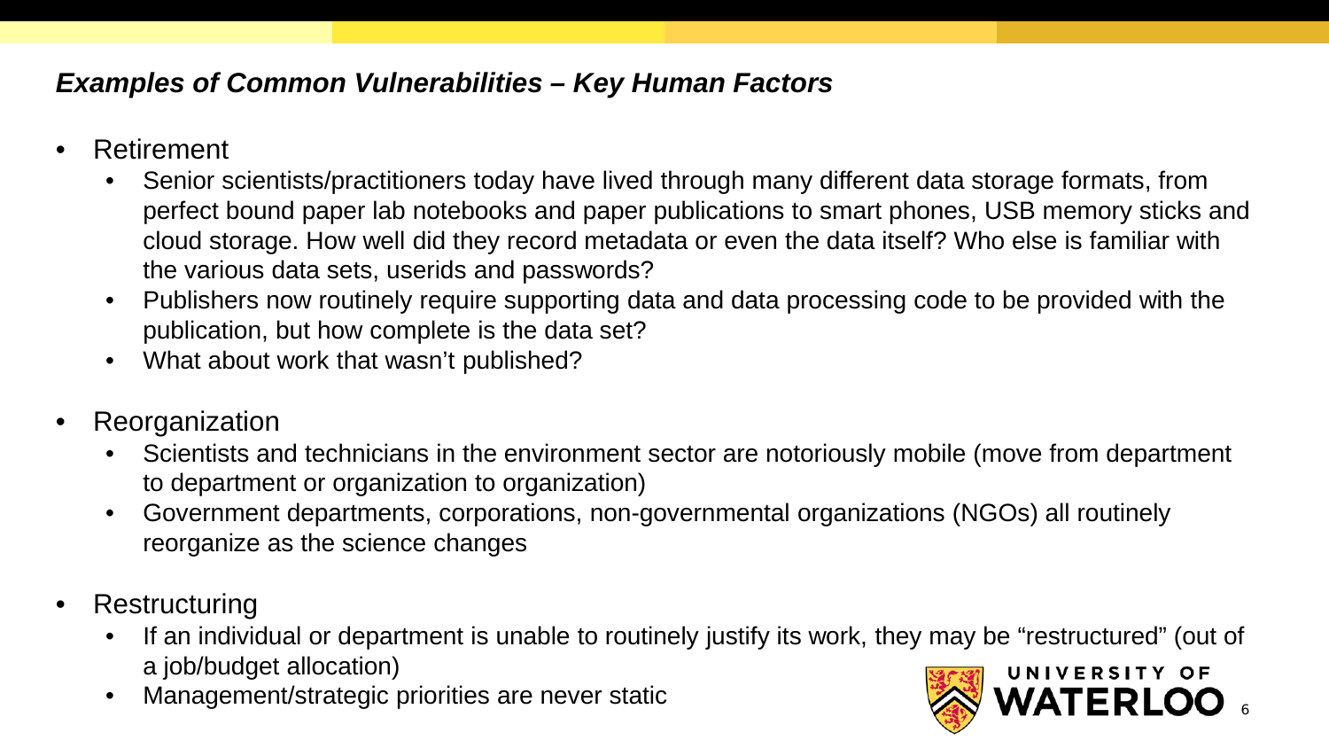## *Examples of Common Vulnerabilities – Key Human Factors*

- Retirement
  - Senior scientists/practitioners today have lived through many different data storage formats, from perfect bound paper lab notebooks and paper publications to smart phones, USB memory sticks and cloud storage. How well did they record metadata or even the data itself? Who else is familiar with the various data sets, userids and passwords?
  - Publishers now routinely require supporting data and data processing code to be provided with the publication, but how complete is the data set?
  - What about work that wasn't published?
- Reorganization
  - Scientists and technicians in the environment sector are notoriously mobile (move from department to department or organization to organization)
  - Government departments, corporations, non-governmental organizations (NGOs) all routinely reorganize as the science changes
- Restructuring
  - If an individual or department is unable to routinely justify its work, they may be "restructured" (out of a job/budget allocation)
  - Management/strategic priorities are never static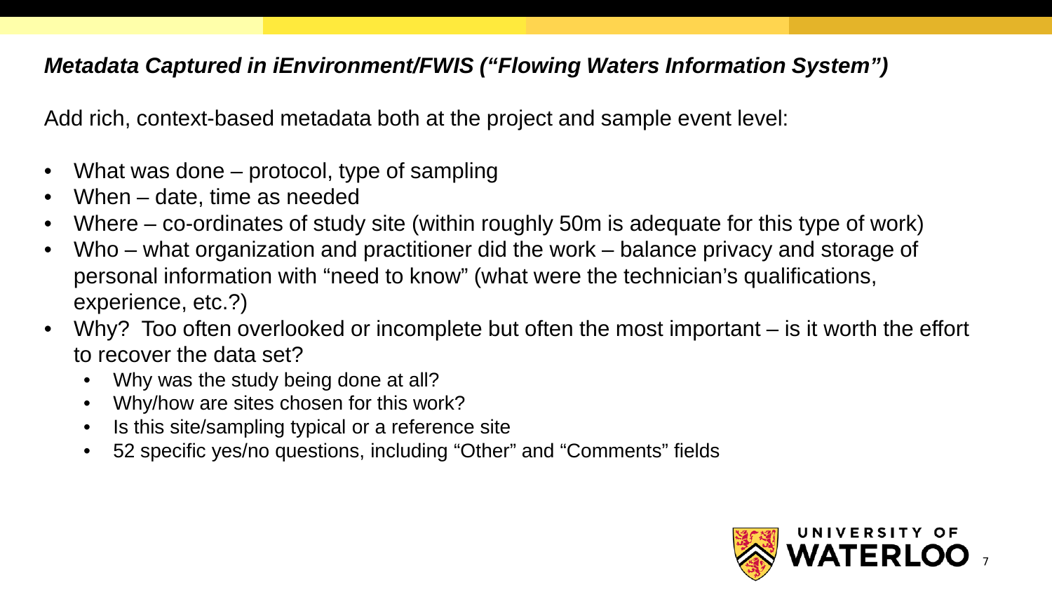## *Metadata Captured in iEnvironment/FWIS ("Flowing Waters Information System")*

Add rich, context-based metadata both at the project and sample event level:

- What was done – protocol, type of sampling
- When – date, time as needed
- Where – co-ordinates of study site (within roughly 50m is adequate for this type of work)
- Who – what organization and practitioner did the work – balance privacy and storage of personal information with "need to know" (what were the technician's qualifications, experience, etc.?)
- Why? Too often overlooked or incomplete but often the most important – is it worth the effort to recover the data set?
  - Why was the study being done at all?
  - Why/how are sites chosen for this work?
  - Is this site/sampling typical or a reference site
  - 52 specific yes/no questions, including "Other" and "Comments" fields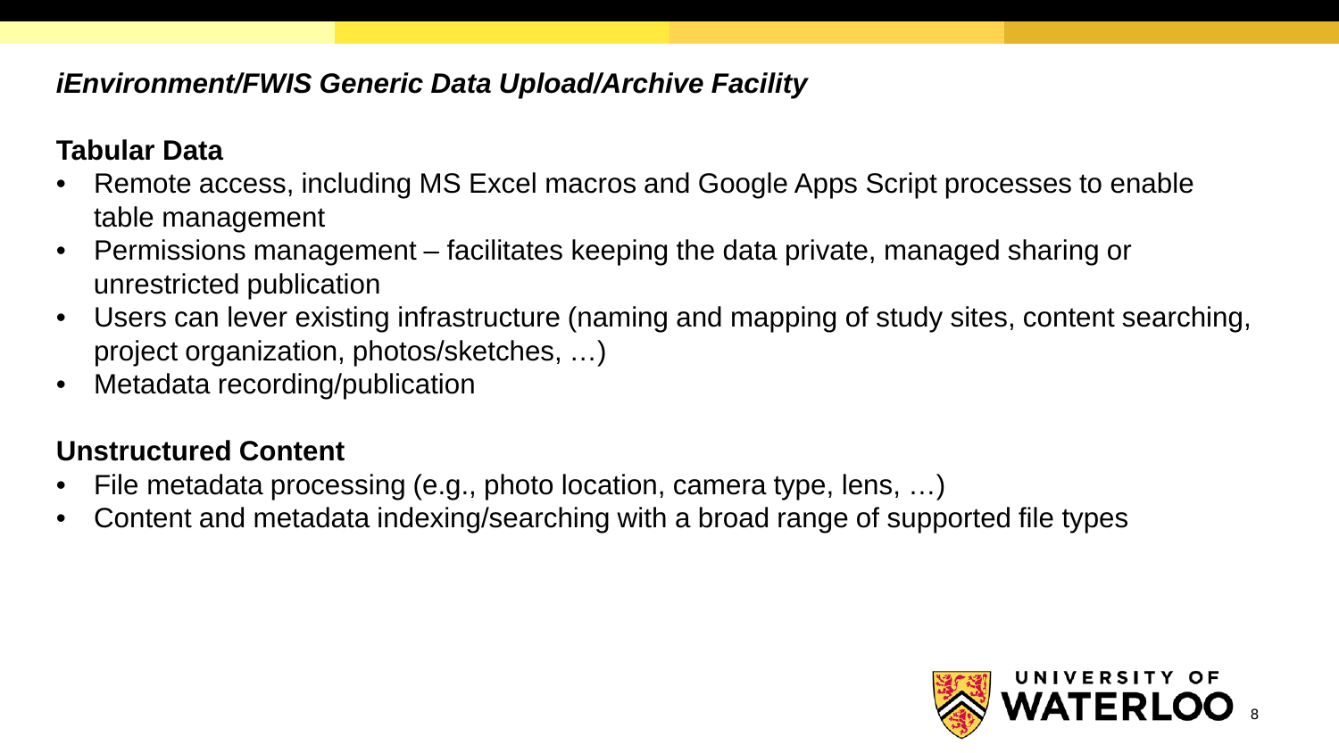## *iEnvironment/FWIS Generic Data Upload/Archive Facility*

### Tabular Data

- Remote access, including MS Excel macros and Google Apps Script processes to enable table management
- Permissions management – facilitates keeping the data private, managed sharing or unrestricted publication
- Users can lever existing infrastructure (naming and mapping of study sites, content searching, project organization, photos/sketches, …)
- Metadata recording/publication

### Unstructured Content

- File metadata processing (e.g., photo location, camera type, lens, …)
- Content and metadata indexing/searching with a broad range of supported file types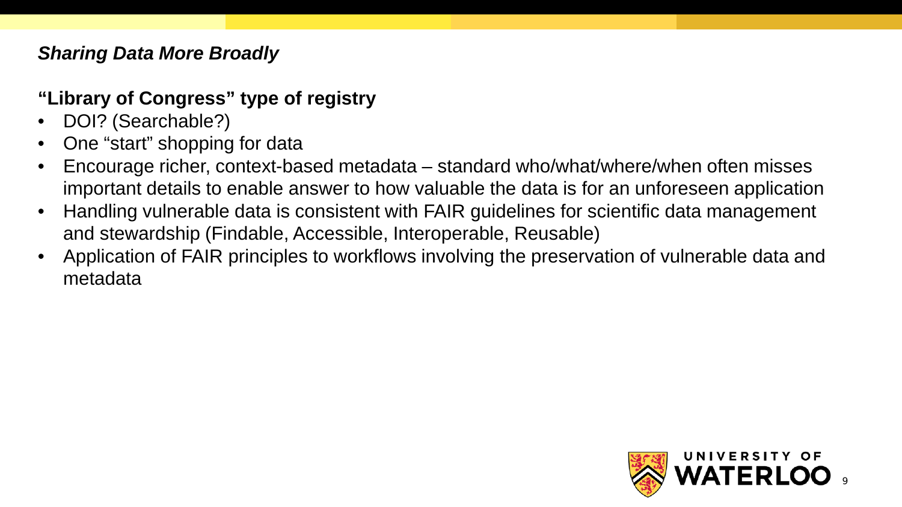*Sharing Data More Broadly*

**“Library of Congress” type of registry**

- DOI? (Searchable?)
- One “start” shopping for data
- Encourage richer, context-based metadata – standard who/what/where/when often misses important details to enable answer to how valuable the data is for an unforeseen application
- Handling vulnerable data is consistent with FAIR guidelines for scientific data management and stewardship (Findable, Accessible, Interoperable, Reusable)
- Application of FAIR principles to workflows involving the preservation of vulnerable data and metadata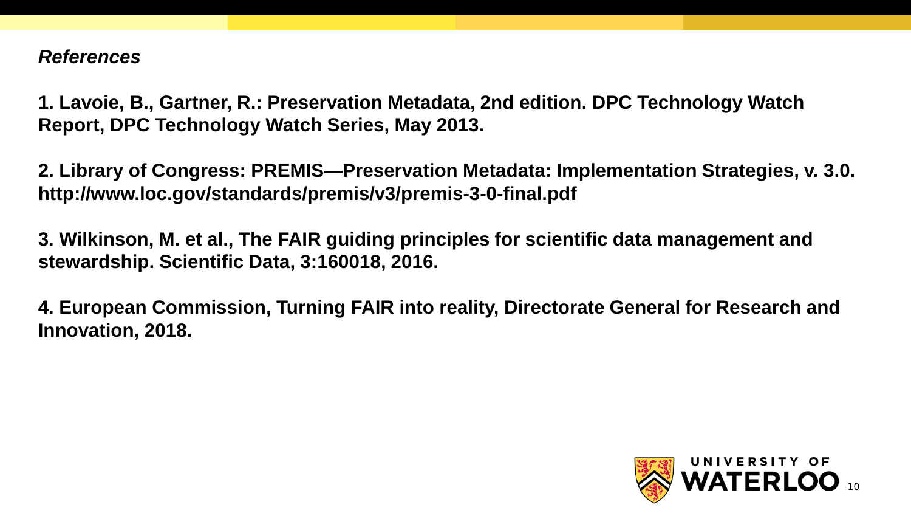*References*

**1. Lavoie, B., Gartner, R.: Preservation Metadata, 2nd edition. DPC Technology Watch Report, DPC Technology Watch Series, May 2013.**

**2. Library of Congress: PREMIS—Preservation Metadata: Implementation Strategies, v. 3.0. http://www.loc.gov/standards/premis/v3/premis-3-0-final.pdf**

**3. Wilkinson, M. et al., The FAIR guiding principles for scientific data management and stewardship. Scientific Data, 3:160018, 2016.**

**4. European Commission, Turning FAIR into reality, Directorate General for Research and Innovation, 2018.**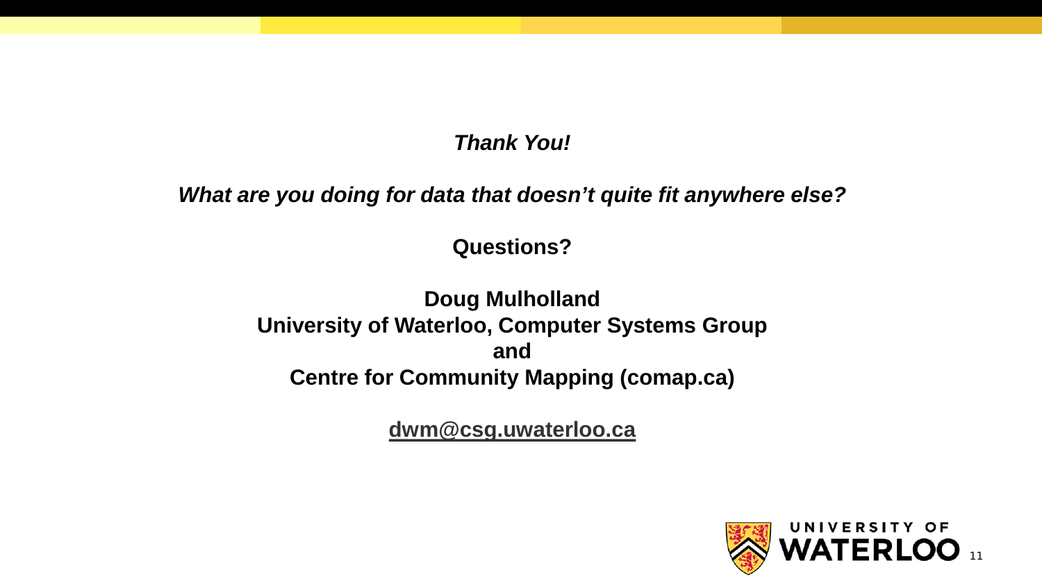***Thank You!***

***What are you doing for data that doesn’t quite fit anywhere else?***

**Questions?**

**Doug Mulholland**
**University of Waterloo, Computer Systems Group**
**and**
**Centre for Community Mapping (comap.ca)**

**dwm@csg.uwaterloo.ca**